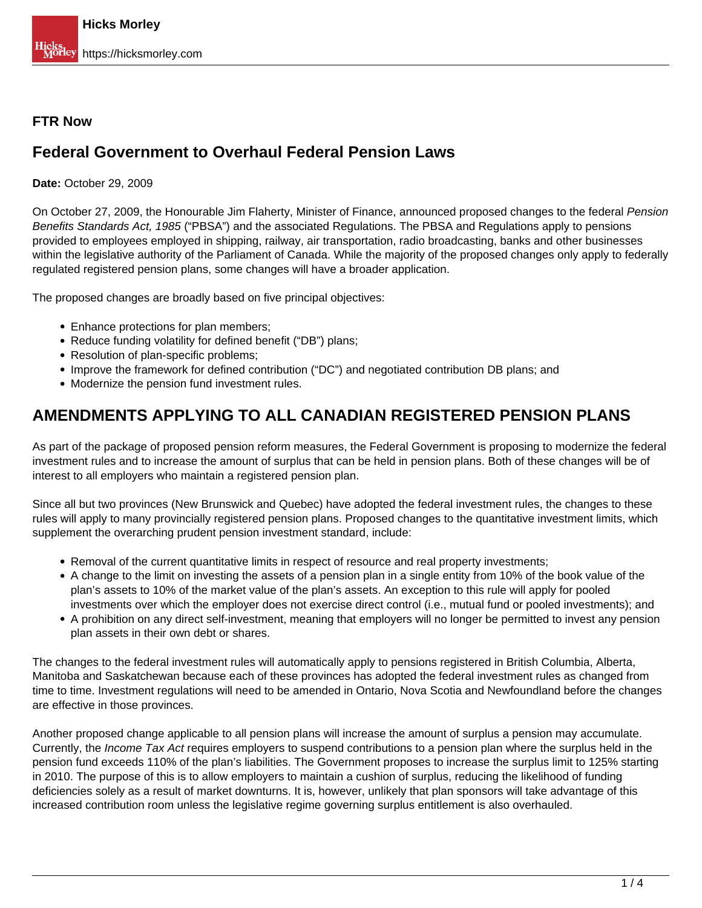**FTR Now**

## Federal Government to Overhaul Federal Pension Laws

**Date:** October 29, 2009

On October 27, 2009, the Honourable Jim Flaherty, Minister of Finance, announced proposed changes to the federal *Pension Benefits Standards Act, 1985* ("PBSA") and the associated Regulations. The PBSA and Regulations apply to pensions provided to employees employed in shipping, railway, air transportation, radio broadcasting, banks and other businesses within the legislative authority of the Parliament of Canada. While the majority of the proposed changes only apply to federally regulated registered pension plans, some changes will have a broader application.

The proposed changes are broadly based on five principal objectives:

- Enhance protections for plan members;
- Reduce funding volatility for defined benefit ("DB") plans;
- Resolution of plan-specific problems;
- Improve the framework for defined contribution ("DC") and negotiated contribution DB plans; and
- Modernize the pension fund investment rules.

## AMENDMENTS APPLYING TO ALL CANADIAN REGISTERED PENSION PLANS

As part of the package of proposed pension reform measures, the Federal Government is proposing to modernize the federal investment rules and to increase the amount of surplus that can be held in pension plans. Both of these changes will be of interest to all employers who maintain a registered pension plan.

Since all but two provinces (New Brunswick and Quebec) have adopted the federal investment rules, the changes to these rules will apply to many provincially registered pension plans. Proposed changes to the quantitative investment limits, which supplement the overarching prudent pension investment standard, include:

- Removal of the current quantitative limits in respect of resource and real property investments;
- A change to the limit on investing the assets of a pension plan in a single entity from 10% of the book value of the plan's assets to 10% of the market value of the plan's assets. An exception to this rule will apply for pooled investments over which the employer does not exercise direct control (i.e., mutual fund or pooled investments); and
- A prohibition on any direct self-investment, meaning that employers will no longer be permitted to invest any pension plan assets in their own debt or shares.

The changes to the federal investment rules will automatically apply to pensions registered in British Columbia, Alberta, Manitoba and Saskatchewan because each of these provinces has adopted the federal investment rules as changed from time to time. Investment regulations will need to be amended in Ontario, Nova Scotia and Newfoundland before the changes are effective in those provinces.

Another proposed change applicable to all pension plans will increase the amount of surplus a pension may accumulate. Currently, the *Income Tax Act* requires employers to suspend contributions to a pension plan where the surplus held in the pension fund exceeds 110% of the plan's liabilities. The Government proposes to increase the surplus limit to 125% starting in 2010. The purpose of this is to allow employers to maintain a cushion of surplus, reducing the likelihood of funding deficiencies solely as a result of market downturns. It is, however, unlikely that plan sponsors will take advantage of this increased contribution room unless the legislative regime governing surplus entitlement is also overhauled.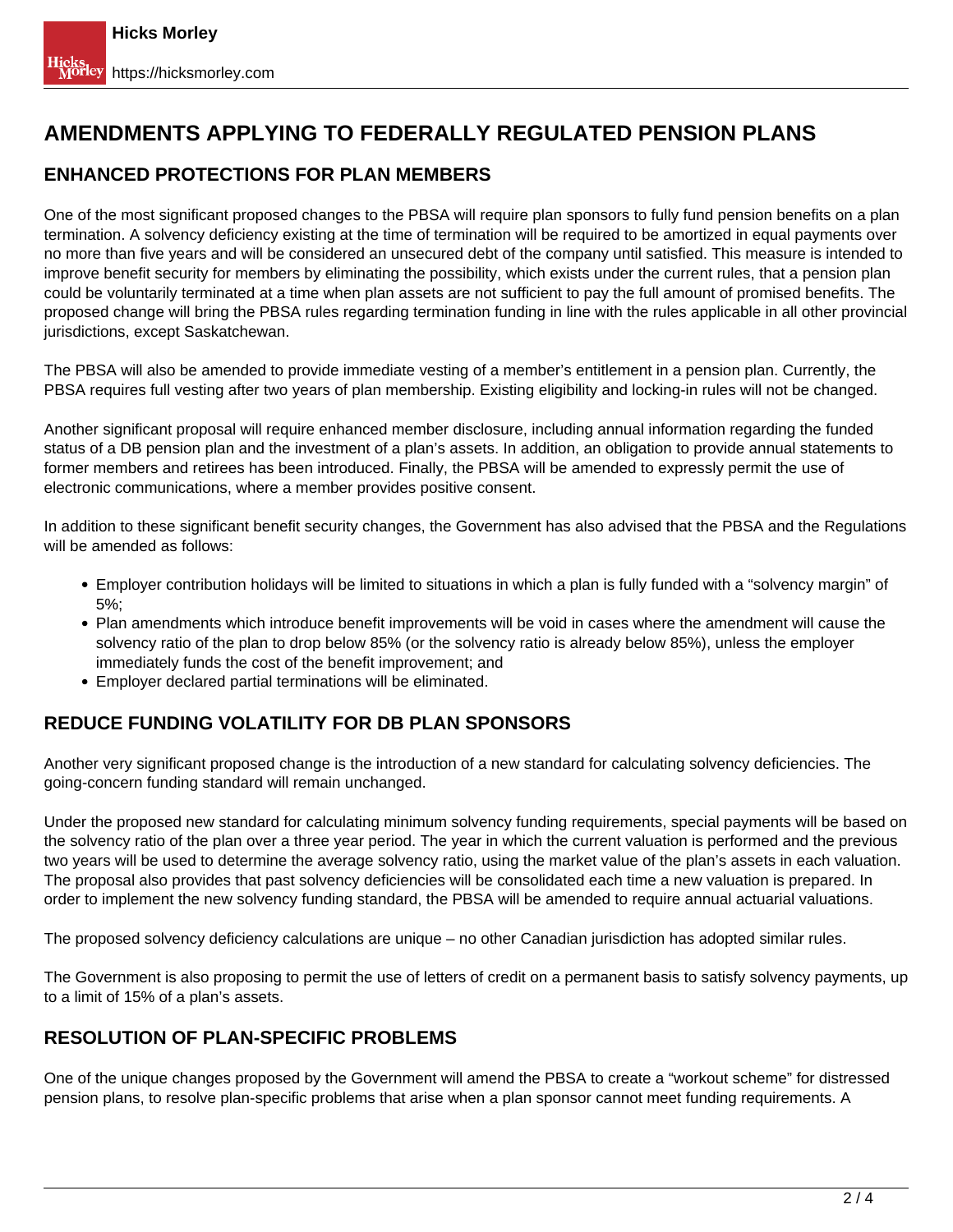## AMENDMENTS APPLYING TO FEDERALLY REGULATED PENSION PLANS

### ENHANCED PROTECTIONS FOR PLAN MEMBERS

One of the most significant proposed changes to the PBSA will require plan sponsors to fully fund pension benefits on a plan termination. A solvency deficiency existing at the time of termination will be required to be amortized in equal payments over no more than five years and will be considered an unsecured debt of the company until satisfied. This measure is intended to improve benefit security for members by eliminating the possibility, which exists under the current rules, that a pension plan could be voluntarily terminated at a time when plan assets are not sufficient to pay the full amount of promised benefits. The proposed change will bring the PBSA rules regarding termination funding in line with the rules applicable in all other provincial jurisdictions, except Saskatchewan.

The PBSA will also be amended to provide immediate vesting of a member's entitlement in a pension plan. Currently, the PBSA requires full vesting after two years of plan membership. Existing eligibility and locking-in rules will not be changed.

Another significant proposal will require enhanced member disclosure, including annual information regarding the funded status of a DB pension plan and the investment of a plan's assets. In addition, an obligation to provide annual statements to former members and retirees has been introduced. Finally, the PBSA will be amended to expressly permit the use of electronic communications, where a member provides positive consent.

In addition to these significant benefit security changes, the Government has also advised that the PBSA and the Regulations will be amended as follows:

- Employer contribution holidays will be limited to situations in which a plan is fully funded with a "solvency margin" of 5%;
- Plan amendments which introduce benefit improvements will be void in cases where the amendment will cause the solvency ratio of the plan to drop below 85% (or the solvency ratio is already below 85%), unless the employer immediately funds the cost of the benefit improvement; and
- Employer declared partial terminations will be eliminated.

### REDUCE FUNDING VOLATILITY FOR DB PLAN SPONSORS

Another very significant proposed change is the introduction of a new standard for calculating solvency deficiencies. The going-concern funding standard will remain unchanged.

Under the proposed new standard for calculating minimum solvency funding requirements, special payments will be based on the solvency ratio of the plan over a three year period. The year in which the current valuation is performed and the previous two years will be used to determine the average solvency ratio, using the market value of the plan's assets in each valuation. The proposal also provides that past solvency deficiencies will be consolidated each time a new valuation is prepared. In order to implement the new solvency funding standard, the PBSA will be amended to require annual actuarial valuations.

The proposed solvency deficiency calculations are unique – no other Canadian jurisdiction has adopted similar rules.

The Government is also proposing to permit the use of letters of credit on a permanent basis to satisfy solvency payments, up to a limit of 15% of a plan's assets.

### RESOLUTION OF PLAN-SPECIFIC PROBLEMS

One of the unique changes proposed by the Government will amend the PBSA to create a "workout scheme" for distressed pension plans, to resolve plan-specific problems that arise when a plan sponsor cannot meet funding requirements. A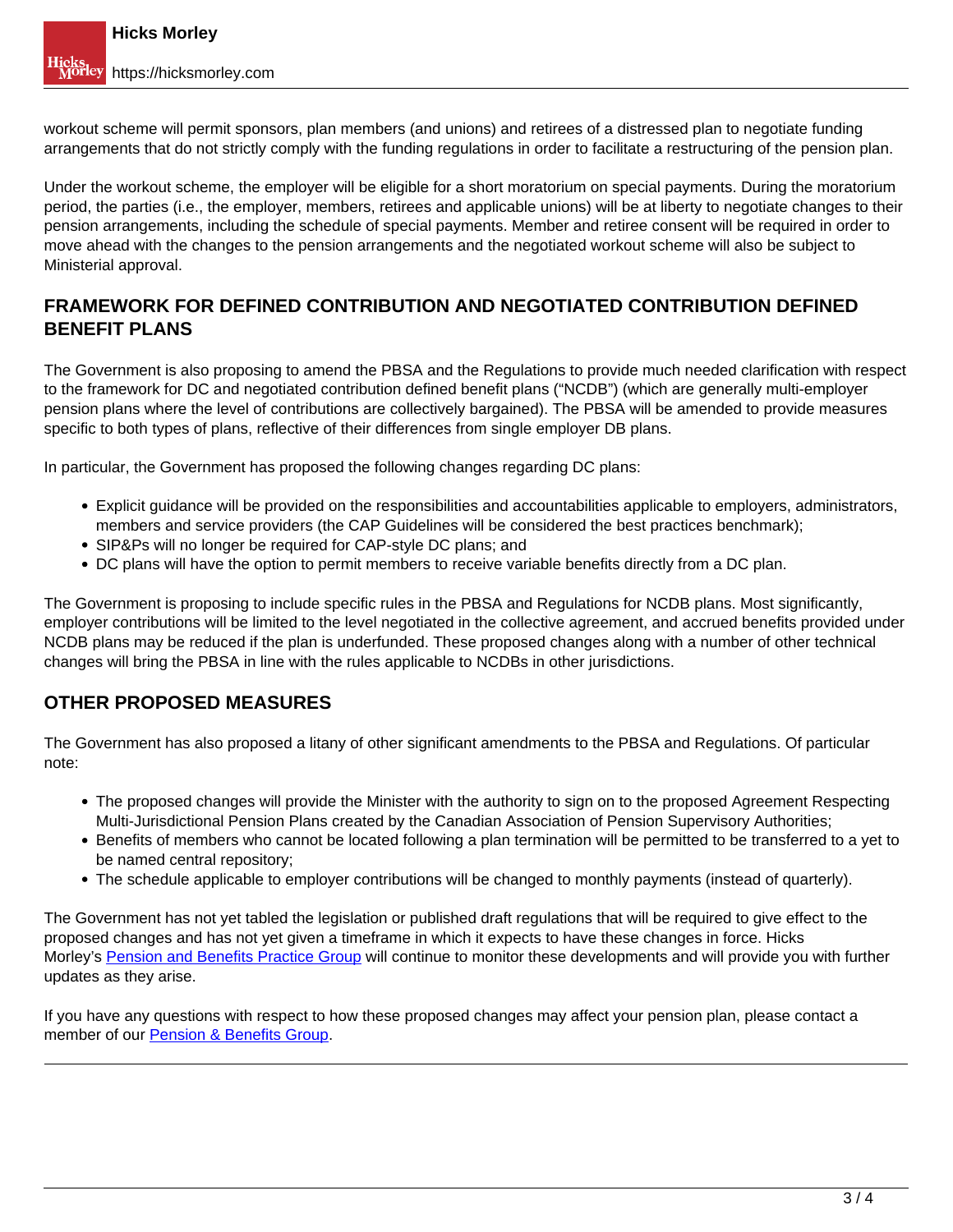workout scheme will permit sponsors, plan members (and unions) and retirees of a distressed plan to negotiate funding arrangements that do not strictly comply with the funding regulations in order to facilitate a restructuring of the pension plan.

Under the workout scheme, the employer will be eligible for a short moratorium on special payments. During the moratorium period, the parties (i.e., the employer, members, retirees and applicable unions) will be at liberty to negotiate changes to their pension arrangements, including the schedule of special payments. Member and retiree consent will be required in order to move ahead with the changes to the pension arrangements and the negotiated workout scheme will also be subject to Ministerial approval.

## FRAMEWORK FOR DEFINED CONTRIBUTION AND NEGOTIATED CONTRIBUTION DEFINED BENEFIT PLANS

The Government is also proposing to amend the PBSA and the Regulations to provide much needed clarification with respect to the framework for DC and negotiated contribution defined benefit plans ("NCDB") (which are generally multi-employer pension plans where the level of contributions are collectively bargained). The PBSA will be amended to provide measures specific to both types of plans, reflective of their differences from single employer DB plans.

In particular, the Government has proposed the following changes regarding DC plans:

- Explicit guidance will be provided on the responsibilities and accountabilities applicable to employers, administrators, members and service providers (the CAP Guidelines will be considered the best practices benchmark);
- SIP&Ps will no longer be required for CAP-style DC plans; and
- DC plans will have the option to permit members to receive variable benefits directly from a DC plan.

The Government is proposing to include specific rules in the PBSA and Regulations for NCDB plans. Most significantly, employer contributions will be limited to the level negotiated in the collective agreement, and accrued benefits provided under NCDB plans may be reduced if the plan is underfunded. These proposed changes along with a number of other technical changes will bring the PBSA in line with the rules applicable to NCDBs in other jurisdictions.

## OTHER PROPOSED MEASURES

The Government has also proposed a litany of other significant amendments to the PBSA and Regulations. Of particular note:

- The proposed changes will provide the Minister with the authority to sign on to the proposed Agreement Respecting Multi-Jurisdictional Pension Plans created by the Canadian Association of Pension Supervisory Authorities;
- Benefits of members who cannot be located following a plan termination will be permitted to be transferred to a yet to be named central repository;
- The schedule applicable to employer contributions will be changed to monthly payments (instead of quarterly).

The Government has not yet tabled the legislation or published draft regulations that will be required to give effect to the proposed changes and has not yet given a timeframe in which it expects to have these changes in force. Hicks Morley's Pension and Benefits Practice Group will continue to monitor these developments and will provide you with further updates as they arise.

If you have any questions with respect to how these proposed changes may affect your pension plan, please contact a member of our Pension & Benefits Group.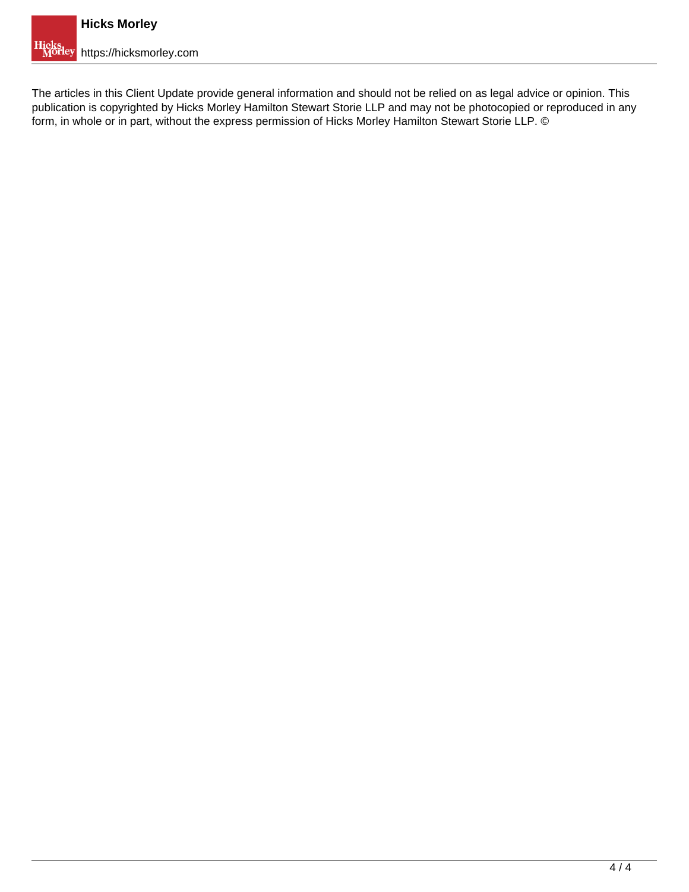The articles in this Client Update provide general information and should not be relied on as legal advice or opinion. This publication is copyrighted by Hicks Morley Hamilton Stewart Storie LLP and may not be photocopied or reproduced in any form, in whole or in part, without the express permission of Hicks Morley Hamilton Stewart Storie LLP. ©